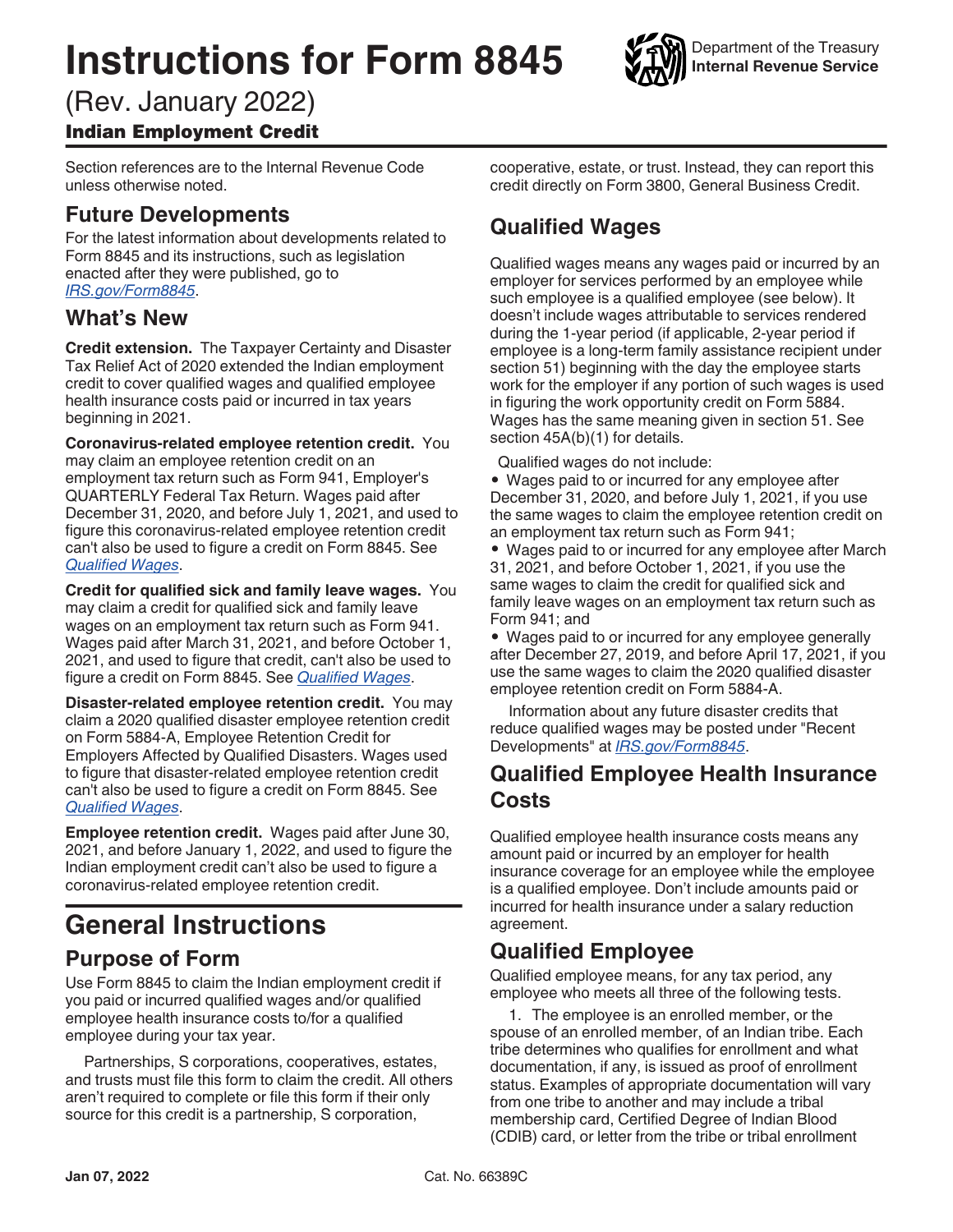# Instructions for Form 8845

(Rev. January 2022)

## Indian Employment Credit

Department of the Treasury
Internal Revenue Service

Section references are to the Internal Revenue Code unless otherwise noted.

## Future Developments

For the latest information about developments related to Form 8845 and its instructions, such as legislation enacted after they were published, go to *IRS.gov/Form8845*.

## What's New

**Credit extension.** The Taxpayer Certainty and Disaster Tax Relief Act of 2020 extended the Indian employment credit to cover qualified wages and qualified employee health insurance costs paid or incurred in tax years beginning in 2021.

**Coronavirus-related employee retention credit.** You may claim an employee retention credit on an employment tax return such as Form 941, Employer's QUARTERLY Federal Tax Return. Wages paid after December 31, 2020, and before July 1, 2021, and used to figure this coronavirus-related employee retention credit can't also be used to figure a credit on Form 8845. See *Qualified Wages*.

**Credit for qualified sick and family leave wages.** You may claim a credit for qualified sick and family leave wages on an employment tax return such as Form 941. Wages paid after March 31, 2021, and before October 1, 2021, and used to figure that credit, can't also be used to figure a credit on Form 8845. See *Qualified Wages*.

**Disaster-related employee retention credit.** You may claim a 2020 qualified disaster employee retention credit on Form 5884-A, Employee Retention Credit for Employers Affected by Qualified Disasters. Wages used to figure that disaster-related employee retention credit can't also be used to figure a credit on Form 8845. See *Qualified Wages*.

**Employee retention credit.** Wages paid after June 30, 2021, and before January 1, 2022, and used to figure the Indian employment credit can't also be used to figure a coronavirus-related employee retention credit.

# General Instructions

## Purpose of Form

Use Form 8845 to claim the Indian employment credit if you paid or incurred qualified wages and/or qualified employee health insurance costs to/for a qualified employee during your tax year.

Partnerships, S corporations, cooperatives, estates, and trusts must file this form to claim the credit. All others aren't required to complete or file this form if their only source for this credit is a partnership, S corporation, cooperative, estate, or trust. Instead, they can report this credit directly on Form 3800, General Business Credit.

## Qualified Wages

Qualified wages means any wages paid or incurred by an employer for services performed by an employee while such employee is a qualified employee (see below). It doesn't include wages attributable to services rendered during the 1-year period (if applicable, 2-year period if employee is a long-term family assistance recipient under section 51) beginning with the day the employee starts work for the employer if any portion of such wages is used in figuring the work opportunity credit on Form 5884. Wages has the same meaning given in section 51. See section 45A(b)(1) for details.

Qualified wages do not include:

- Wages paid to or incurred for any employee after December 31, 2020, and before July 1, 2021, if you use the same wages to claim the employee retention credit on an employment tax return such as Form 941;
- Wages paid to or incurred for any employee after March 31, 2021, and before October 1, 2021, if you use the same wages to claim the credit for qualified sick and family leave wages on an employment tax return such as Form 941; and
- Wages paid to or incurred for any employee generally after December 27, 2019, and before April 17, 2021, if you use the same wages to claim the 2020 qualified disaster employee retention credit on Form 5884-A.

Information about any future disaster credits that reduce qualified wages may be posted under "Recent Developments" at *IRS.gov/Form8845*.

## Qualified Employee Health Insurance Costs

Qualified employee health insurance costs means any amount paid or incurred by an employer for health insurance coverage for an employee while the employee is a qualified employee. Don't include amounts paid or incurred for health insurance under a salary reduction agreement.

## Qualified Employee

Qualified employee means, for any tax period, any employee who meets all three of the following tests.

1. The employee is an enrolled member, or the spouse of an enrolled member, of an Indian tribe. Each tribe determines who qualifies for enrollment and what documentation, if any, is issued as proof of enrollment status. Examples of appropriate documentation will vary from one tribe to another and may include a tribal membership card, Certified Degree of Indian Blood (CDIB) card, or letter from the tribe or tribal enrollment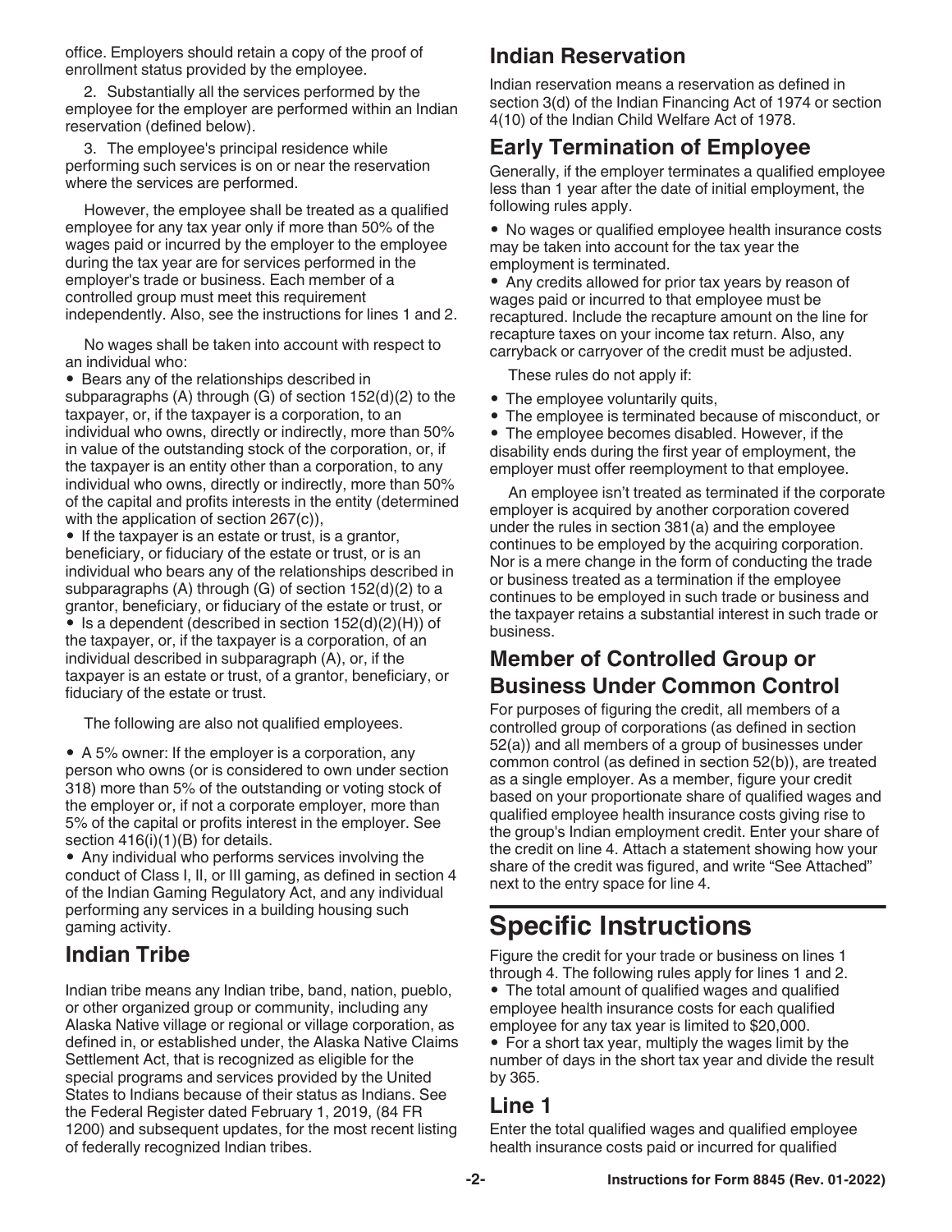office. Employers should retain a copy of the proof of enrollment status provided by the employee.

2. Substantially all the services performed by the employee for the employer are performed within an Indian reservation (defined below).

3. The employee's principal residence while performing such services is on or near the reservation where the services are performed.

However, the employee shall be treated as a qualified employee for any tax year only if more than 50% of the wages paid or incurred by the employer to the employee during the tax year are for services performed in the employer's trade or business. Each member of a controlled group must meet this requirement independently. Also, see the instructions for lines 1 and 2.

No wages shall be taken into account with respect to an individual who:

- Bears any of the relationships described in subparagraphs (A) through (G) of section 152(d)(2) to the taxpayer, or, if the taxpayer is a corporation, to an individual who owns, directly or indirectly, more than 50% in value of the outstanding stock of the corporation, or, if the taxpayer is an entity other than a corporation, to any individual who owns, directly or indirectly, more than 50% of the capital and profits interests in the entity (determined with the application of section 267(c)),
- If the taxpayer is an estate or trust, is a grantor, beneficiary, or fiduciary of the estate or trust, or is an individual who bears any of the relationships described in subparagraphs (A) through (G) of section 152(d)(2) to a grantor, beneficiary, or fiduciary of the estate or trust, or
- Is a dependent (described in section 152(d)(2)(H)) of the taxpayer, or, if the taxpayer is a corporation, of an individual described in subparagraph (A), or, if the taxpayer is an estate or trust, of a grantor, beneficiary, or fiduciary of the estate or trust.

The following are also not qualified employees.

- A 5% owner: If the employer is a corporation, any person who owns (or is considered to own under section 318) more than 5% of the outstanding or voting stock of the employer or, if not a corporate employer, more than 5% of the capital or profits interest in the employer. See section 416(i)(1)(B) for details.
- Any individual who performs services involving the conduct of Class I, II, or III gaming, as defined in section 4 of the Indian Gaming Regulatory Act, and any individual performing any services in a building housing such gaming activity.

## Indian Tribe

Indian tribe means any Indian tribe, band, nation, pueblo, or other organized group or community, including any Alaska Native village or regional or village corporation, as defined in, or established under, the Alaska Native Claims Settlement Act, that is recognized as eligible for the special programs and services provided by the United States to Indians because of their status as Indians. See the Federal Register dated February 1, 2019, (84 FR 1200) and subsequent updates, for the most recent listing of federally recognized Indian tribes.

## Indian Reservation

Indian reservation means a reservation as defined in section 3(d) of the Indian Financing Act of 1974 or section 4(10) of the Indian Child Welfare Act of 1978.

## Early Termination of Employee

Generally, if the employer terminates a qualified employee less than 1 year after the date of initial employment, the following rules apply.

- No wages or qualified employee health insurance costs may be taken into account for the tax year the employment is terminated.
- Any credits allowed for prior tax years by reason of wages paid or incurred to that employee must be recaptured. Include the recapture amount on the line for recapture taxes on your income tax return. Also, any carryback or carryover of the credit must be adjusted.

These rules do not apply if:

- The employee voluntarily quits,
- The employee is terminated because of misconduct, or
- The employee becomes disabled. However, if the disability ends during the first year of employment, the employer must offer reemployment to that employee.

An employee isn't treated as terminated if the corporate employer is acquired by another corporation covered under the rules in section 381(a) and the employee continues to be employed by the acquiring corporation. Nor is a mere change in the form of conducting the trade or business treated as a termination if the employee continues to be employed in such trade or business and the taxpayer retains a substantial interest in such trade or business.

## Member of Controlled Group or Business Under Common Control

For purposes of figuring the credit, all members of a controlled group of corporations (as defined in section 52(a)) and all members of a group of businesses under common control (as defined in section 52(b)), are treated as a single employer. As a member, figure your credit based on your proportionate share of qualified wages and qualified employee health insurance costs giving rise to the group's Indian employment credit. Enter your share of the credit on line 4. Attach a statement showing how your share of the credit was figured, and write "See Attached" next to the entry space for line 4.

# Specific Instructions

Figure the credit for your trade or business on lines 1 through 4. The following rules apply for lines 1 and 2.

- The total amount of qualified wages and qualified employee health insurance costs for each qualified employee for any tax year is limited to $20,000.
- For a short tax year, multiply the wages limit by the number of days in the short tax year and divide the result by 365.

## Line 1

Enter the total qualified wages and qualified employee health insurance costs paid or incurred for qualified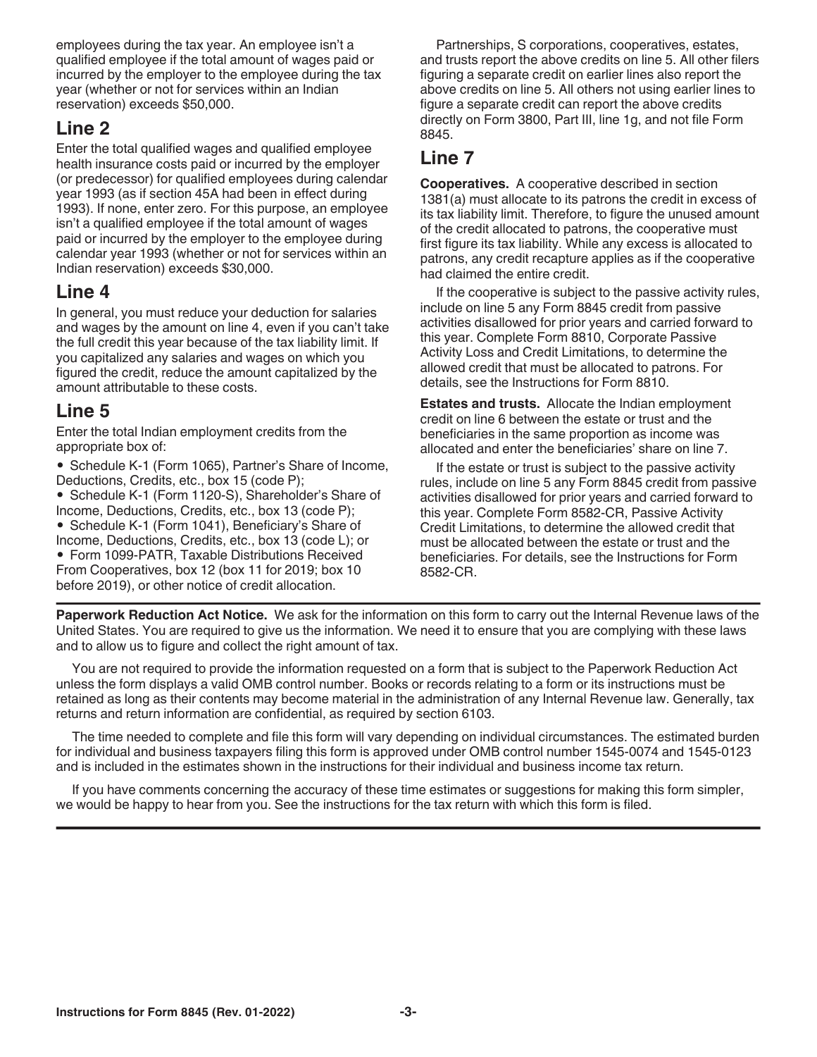employees during the tax year. An employee isn't a qualified employee if the total amount of wages paid or incurred by the employer to the employee during the tax year (whether or not for services within an Indian reservation) exceeds $50,000.

## Line 2

Enter the total qualified wages and qualified employee health insurance costs paid or incurred by the employer (or predecessor) for qualified employees during calendar year 1993 (as if section 45A had been in effect during 1993). If none, enter zero. For this purpose, an employee isn't a qualified employee if the total amount of wages paid or incurred by the employer to the employee during calendar year 1993 (whether or not for services within an Indian reservation) exceeds $30,000.

## Line 4

In general, you must reduce your deduction for salaries and wages by the amount on line 4, even if you can't take the full credit this year because of the tax liability limit. If you capitalized any salaries and wages on which you figured the credit, reduce the amount capitalized by the amount attributable to these costs.

## Line 5

Enter the total Indian employment credits from the appropriate box of:

- Schedule K-1 (Form 1065), Partner's Share of Income, Deductions, Credits, etc., box 15 (code P);
- Schedule K-1 (Form 1120-S), Shareholder's Share of Income, Deductions, Credits, etc., box 13 (code P);
- Schedule K-1 (Form 1041), Beneficiary's Share of Income, Deductions, Credits, etc., box 13 (code L); or
- Form 1099-PATR, Taxable Distributions Received From Cooperatives, box 12 (box 11 for 2019; box 10 before 2019), or other notice of credit allocation.

Partnerships, S corporations, cooperatives, estates, and trusts report the above credits on line 5. All other filers figuring a separate credit on earlier lines also report the above credits on line 5. All others not using earlier lines to figure a separate credit can report the above credits directly on Form 3800, Part III, line 1g, and not file Form 8845.

## Line 7

**Cooperatives.** A cooperative described in section 1381(a) must allocate to its patrons the credit in excess of its tax liability limit. Therefore, to figure the unused amount of the credit allocated to patrons, the cooperative must first figure its tax liability. While any excess is allocated to patrons, any credit recapture applies as if the cooperative had claimed the entire credit.

If the cooperative is subject to the passive activity rules, include on line 5 any Form 8845 credit from passive activities disallowed for prior years and carried forward to this year. Complete Form 8810, Corporate Passive Activity Loss and Credit Limitations, to determine the allowed credit that must be allocated to patrons. For details, see the Instructions for Form 8810.

**Estates and trusts.** Allocate the Indian employment credit on line 6 between the estate or trust and the beneficiaries in the same proportion as income was allocated and enter the beneficiaries' share on line 7.

If the estate or trust is subject to the passive activity rules, include on line 5 any Form 8845 credit from passive activities disallowed for prior years and carried forward to this year. Complete Form 8582-CR, Passive Activity Credit Limitations, to determine the allowed credit that must be allocated between the estate or trust and the beneficiaries. For details, see the Instructions for Form 8582-CR.

---

**Paperwork Reduction Act Notice.** We ask for the information on this form to carry out the Internal Revenue laws of the United States. You are required to give us the information. We need it to ensure that you are complying with these laws and to allow us to figure and collect the right amount of tax.

You are not required to provide the information requested on a form that is subject to the Paperwork Reduction Act unless the form displays a valid OMB control number. Books or records relating to a form or its instructions must be retained as long as their contents may become material in the administration of any Internal Revenue law. Generally, tax returns and return information are confidential, as required by section 6103.

The time needed to complete and file this form will vary depending on individual circumstances. The estimated burden for individual and business taxpayers filing this form is approved under OMB control number 1545-0074 and 1545-0123 and is included in the estimates shown in the instructions for their individual and business income tax return.

If you have comments concerning the accuracy of these time estimates or suggestions for making this form simpler, we would be happy to hear from you. See the instructions for the tax return with which this form is filed.

---